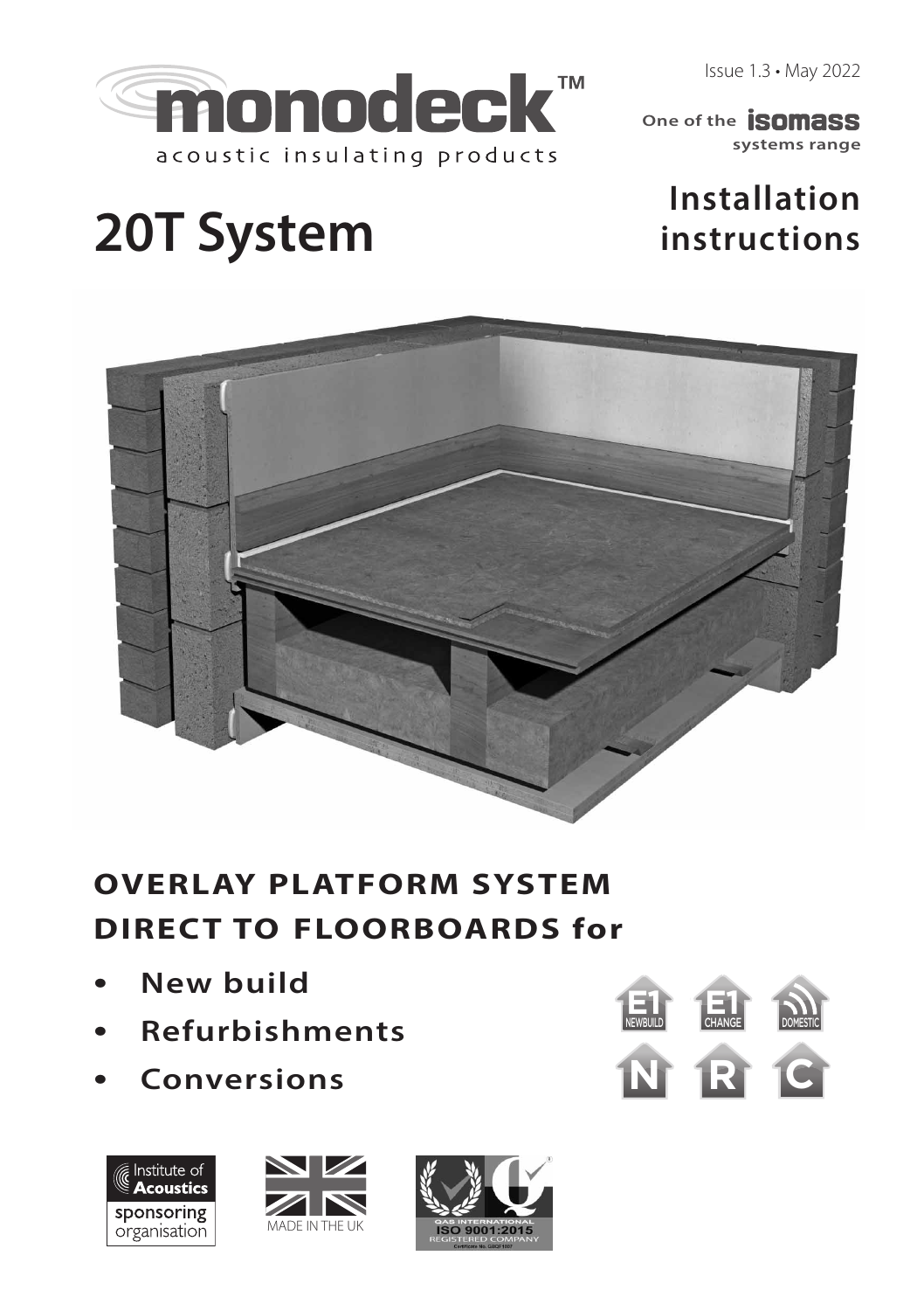monodeck™

acoustic insulating products

Issue 1.3 • May 2022

One of the **isomass** systems range

# 20T System

# Installation instructions

## OVERLAY PLATFORM SYSTEM DIRECT TO FLOORBOARDS for

- **New build**
- **Refurbishments**
- **Conversions**

E1 NEWBUILD E1 CHANGE DOMESTIC

N R C

Institute of Acoustics sponsoring organisation

MADE IN THE UK

QAS INTERNATIONAL ISO 9001:2015 REGISTERED COMPANY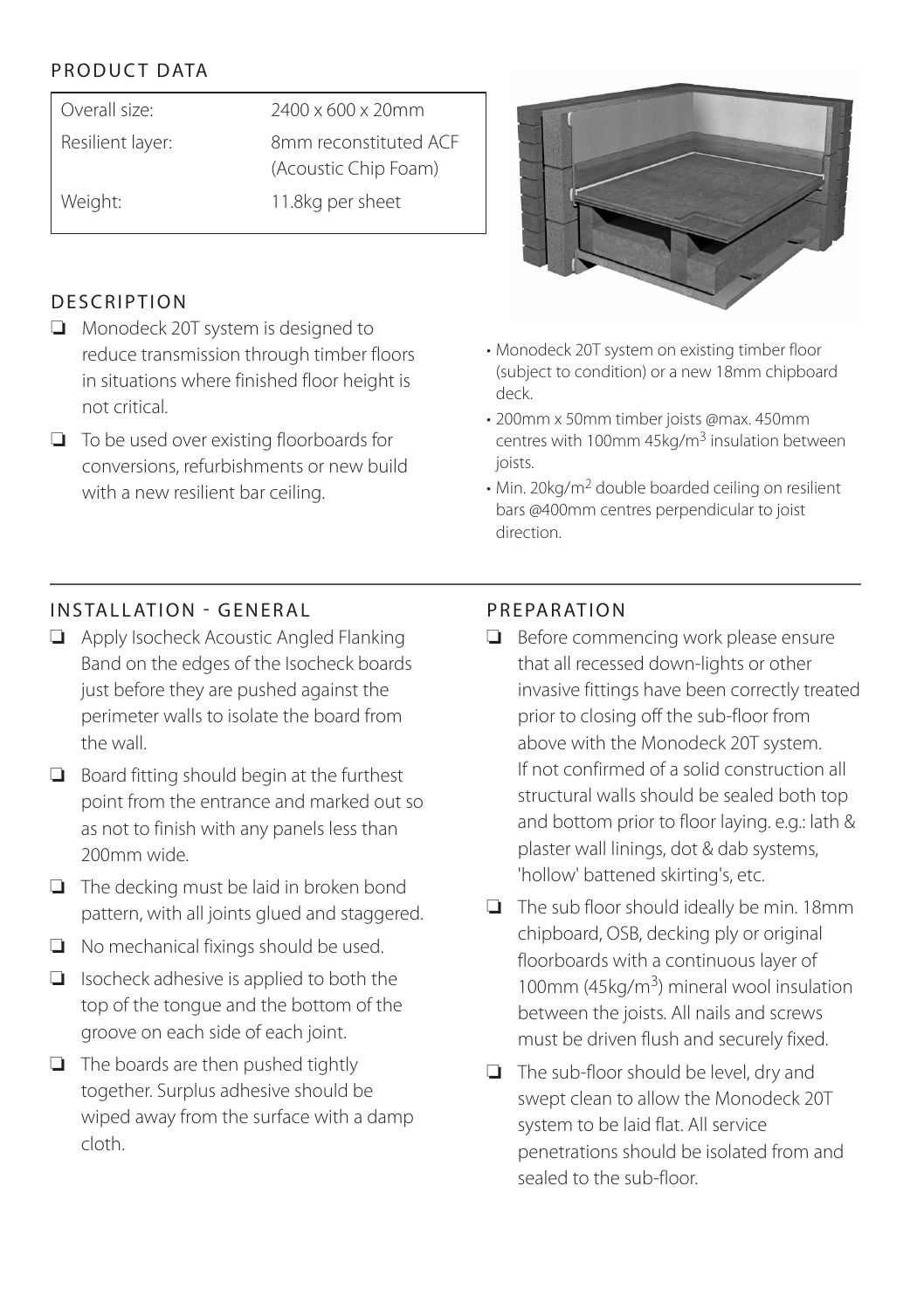## PRODUCT DATA

| Overall size: | 2400 x 600 x 20mm |
|---|---|
| Resilient layer: | 8mm reconstituted ACF (Acoustic Chip Foam) |
| Weight: | 11.8kg per sheet |

## DESCRIPTION

- ❑ Monodeck 20T system is designed to reduce transmission through timber floors in situations where finished floor height is not critical.
- ❑ To be used over existing floorboards for conversions, refurbishments or new build with a new resilient bar ceiling.

- Monodeck 20T system on existing timber floor (subject to condition) or a new 18mm chipboard deck.
- 200mm x 50mm timber joists @max. 450mm centres with 100mm 45kg/m$^3$ insulation between joists.
- Min. 20kg/m$^2$ double boarded ceiling on resilient bars @400mm centres perpendicular to joist direction.

## INSTALLATION - GENERAL

- ❑ Apply Isocheck Acoustic Angled Flanking Band on the edges of the Isocheck boards just before they are pushed against the perimeter walls to isolate the board from the wall.
- ❑ Board fitting should begin at the furthest point from the entrance and marked out so as not to finish with any panels less than 200mm wide.
- ❑ The decking must be laid in broken bond pattern, with all joints glued and staggered.
- ❑ No mechanical fixings should be used.
- ❑ Isocheck adhesive is applied to both the top of the tongue and the bottom of the groove on each side of each joint.
- ❑ The boards are then pushed tightly together. Surplus adhesive should be wiped away from the surface with a damp cloth.

## PREPARATION

- ❑ Before commencing work please ensure that all recessed down-lights or other invasive fittings have been correctly treated prior to closing off the sub-floor from above with the Monodeck 20T system. If not confirmed of a solid construction all structural walls should be sealed both top and bottom prior to floor laying. e.g.: lath & plaster wall linings, dot & dab systems, 'hollow' battened skirting's, etc.
- ❑ The sub floor should ideally be min. 18mm chipboard, OSB, decking ply or original floorboards with a continuous layer of 100mm (45kg/m$^3$) mineral wool insulation between the joists. All nails and screws must be driven flush and securely fixed.
- ❑ The sub-floor should be level, dry and swept clean to allow the Monodeck 20T system to be laid flat. All service penetrations should be isolated from and sealed to the sub-floor.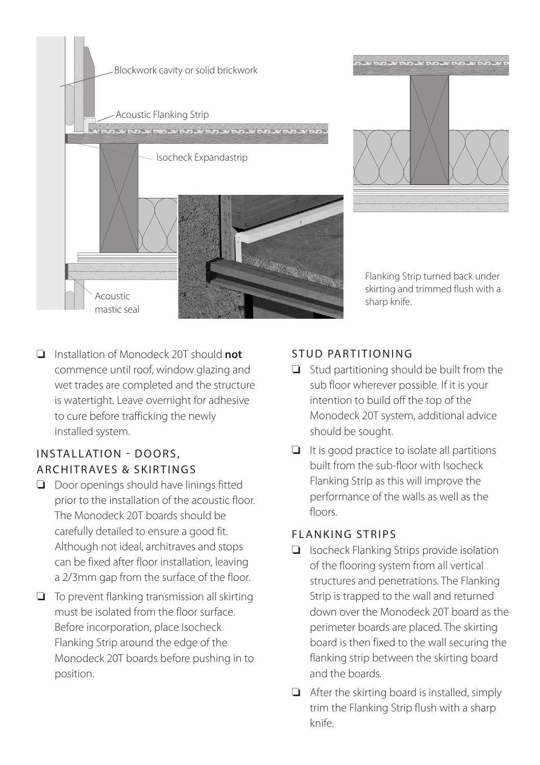Blockwork cavity or solid brickwork

Acoustic Flanking Strip

Isocheck Expandastrip

Acoustic mastic seal

Flanking Strip turned back under skirting and trimmed flush with a sharp knife.

- Installation of Monodeck 20T should **not** commence until roof, window glazing and wet trades are completed and the structure is watertight. Leave overnight for adhesive to cure before trafficking the newly installed system.

## INSTALLATION - DOORS, ARCHITRAVES & SKIRTINGS

- Door openings should have linings fitted prior to the installation of the acoustic floor. The Monodeck 20T boards should be carefully detailed to ensure a good fit. Although not ideal, architraves and stops can be fixed after floor installation, leaving a 2/3mm gap from the surface of the floor.
- To prevent flanking transmission all skirting must be isolated from the floor surface. Before incorporation, place Isocheck Flanking Strip around the edge of the Monodeck 20T boards before pushing in to position.

## STUD PARTITIONING

- Stud partitioning should be built from the sub floor wherever possible. If it is your intention to build off the top of the Monodeck 20T system, additional advice should be sought.
- It is good practice to isolate all partitions built from the sub-floor with Isocheck Flanking Strip as this will improve the performance of the walls as well as the floors.

## FLANKING STRIPS

- Isocheck Flanking Strips provide isolation of the flooring system from all vertical structures and penetrations. The Flanking Strip is trapped to the wall and returned down over the Monodeck 20T board as the perimeter boards are placed. The skirting board is then fixed to the wall securing the flanking strip between the skirting board and the boards.
- After the skirting board is installed, simply trim the Flanking Strip flush with a sharp knife.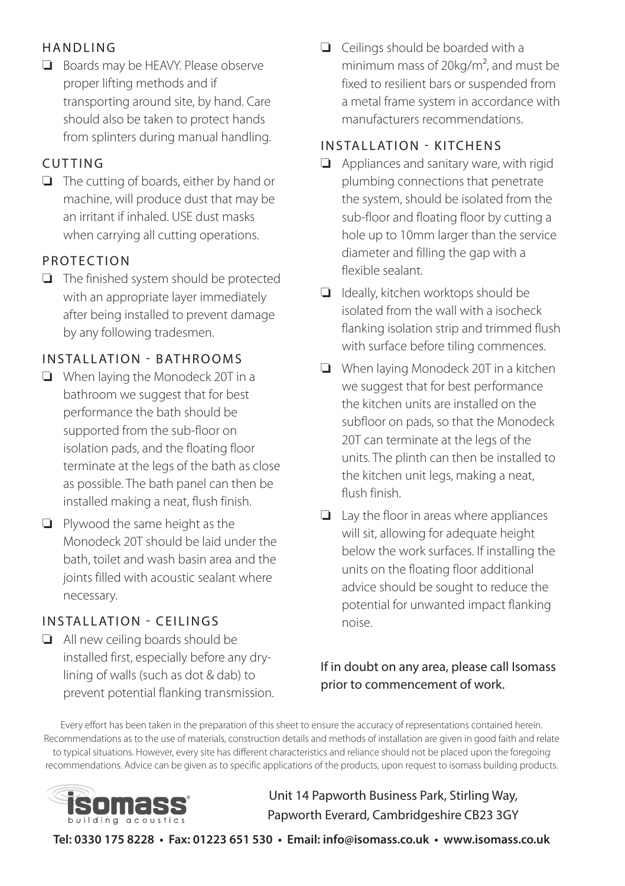## HANDLING

- ❏ Boards may be HEAVY. Please observe proper lifting methods and if transporting around site, by hand. Care should also be taken to protect hands from splinters during manual handling.

## CUTTING

- ❏ The cutting of boards, either by hand or machine, will produce dust that may be an irritant if inhaled. USE dust masks when carrying all cutting operations.

## PROTECTION

- ❏ The finished system should be protected with an appropriate layer immediately after being installed to prevent damage by any following tradesmen.

## INSTALLATION - BATHROOMS

- ❏ When laying the Monodeck 20T in a bathroom we suggest that for best performance the bath should be supported from the sub-floor on isolation pads, and the floating floor terminate at the legs of the bath as close as possible. The bath panel can then be installed making a neat, flush finish.
- ❏ Plywood the same height as the Monodeck 20T should be laid under the bath, toilet and wash basin area and the joints filled with acoustic sealant where necessary.

## INSTALLATION - CEILINGS

- ❏ All new ceiling boards should be installed first, especially before any dry-lining of walls (such as dot & dab) to prevent potential flanking transmission.
- ❏ Ceilings should be boarded with a minimum mass of 20kg/m², and must be fixed to resilient bars or suspended from a metal frame system in accordance with manufacturers recommendations.

## INSTALLATION - KITCHENS

- ❏ Appliances and sanitary ware, with rigid plumbing connections that penetrate the system, should be isolated from the sub-floor and floating floor by cutting a hole up to 10mm larger than the service diameter and filling the gap with a flexible sealant.
- ❏ Ideally, kitchen worktops should be isolated from the wall with a isocheck flanking isolation strip and trimmed flush with surface before tiling commences.
- ❏ When laying Monodeck 20T in a kitchen we suggest that for best performance the kitchen units are installed on the subfloor on pads, so that the Monodeck 20T can terminate at the legs of the units. The plinth can then be installed to the kitchen unit legs, making a neat, flush finish.
- ❏ Lay the floor in areas where appliances will sit, allowing for adequate height below the work surfaces. If installing the units on the floating floor additional advice should be sought to reduce the potential for unwanted impact flanking noise.

If in doubt on any area, please call Isomass prior to commencement of work.

Every effort has been taken in the preparation of this sheet to ensure the accuracy of representations contained herein. Recommendations as to the use of materials, construction details and methods of installation are given in good faith and relate to typical situations. However, every site has different characteristics and reliance should not be placed upon the foregoing recommendations. Advice can be given as to specific applications of the products, upon request to isomass building products.

isomass® building acoustics

Unit 14 Papworth Business Park, Stirling Way,
Papworth Everard, Cambridgeshire CB23 3GY

**Tel: 0330 175 8228 • Fax: 01223 651 530 • Email: info@isomass.co.uk • www.isomass.co.uk**